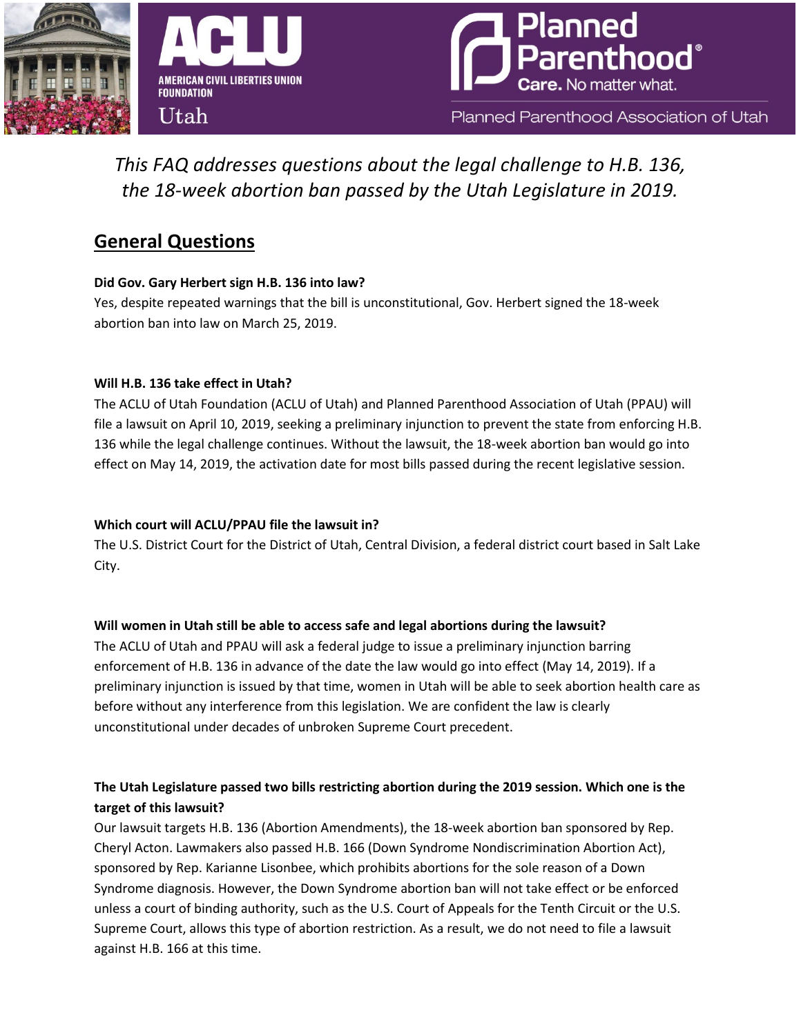*This FAQ addresses questions about the legal challenge to H.B. 136, the 18-week abortion ban passed by the Utah Legislature in 2019.*

## General Questions

**Did Gov. Gary Herbert sign H.B. 136 into law?**

Yes, despite repeated warnings that the bill is unconstitutional, Gov. Herbert signed the 18-week abortion ban into law on March 25, 2019.

**Will H.B. 136 take effect in Utah?**

The ACLU of Utah Foundation (ACLU of Utah) and Planned Parenthood Association of Utah (PPAU) will file a lawsuit on April 10, 2019, seeking a preliminary injunction to prevent the state from enforcing H.B. 136 while the legal challenge continues. Without the lawsuit, the 18-week abortion ban would go into effect on May 14, 2019, the activation date for most bills passed during the recent legislative session.

**Which court will ACLU/PPAU file the lawsuit in?**

The U.S. District Court for the District of Utah, Central Division, a federal district court based in Salt Lake City.

**Will women in Utah still be able to access safe and legal abortions during the lawsuit?**

The ACLU of Utah and PPAU will ask a federal judge to issue a preliminary injunction barring enforcement of H.B. 136 in advance of the date the law would go into effect (May 14, 2019). If a preliminary injunction is issued by that time, women in Utah will be able to seek abortion health care as before without any interference from this legislation. We are confident the law is clearly unconstitutional under decades of unbroken Supreme Court precedent.

**The Utah Legislature passed two bills restricting abortion during the 2019 session. Which one is the target of this lawsuit?**

Our lawsuit targets H.B. 136 (Abortion Amendments), the 18-week abortion ban sponsored by Rep. Cheryl Acton. Lawmakers also passed H.B. 166 (Down Syndrome Nondiscrimination Abortion Act), sponsored by Rep. Karianne Lisonbee, which prohibits abortions for the sole reason of a Down Syndrome diagnosis. However, the Down Syndrome abortion ban will not take effect or be enforced unless a court of binding authority, such as the U.S. Court of Appeals for the Tenth Circuit or the U.S. Supreme Court, allows this type of abortion restriction. As a result, we do not need to file a lawsuit against H.B. 166 at this time.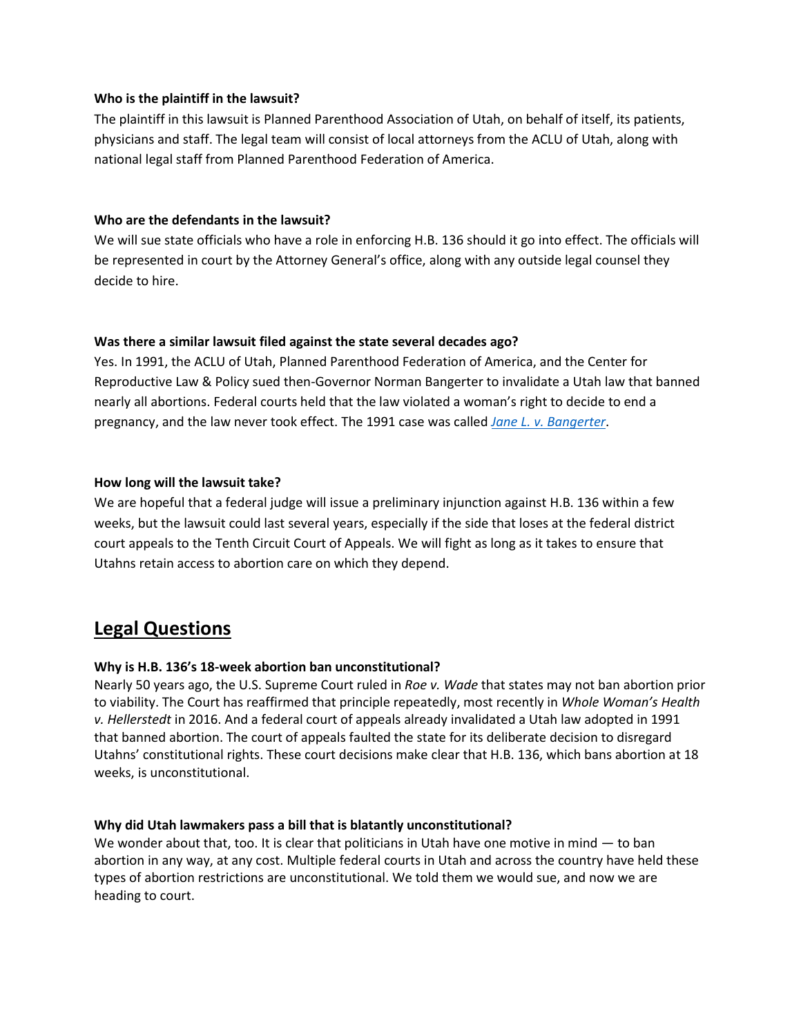**Who is the plaintiff in the lawsuit?**

The plaintiff in this lawsuit is Planned Parenthood Association of Utah, on behalf of itself, its patients, physicians and staff. The legal team will consist of local attorneys from the ACLU of Utah, along with national legal staff from Planned Parenthood Federation of America.

**Who are the defendants in the lawsuit?**

We will sue state officials who have a role in enforcing H.B. 136 should it go into effect. The officials will be represented in court by the Attorney General's office, along with any outside legal counsel they decide to hire.

**Was there a similar lawsuit filed against the state several decades ago?**

Yes. In 1991, the ACLU of Utah, Planned Parenthood Federation of America, and the Center for Reproductive Law & Policy sued then-Governor Norman Bangerter to invalidate a Utah law that banned nearly all abortions. Federal courts held that the law violated a woman's right to decide to end a pregnancy, and the law never took effect. The 1991 case was called *Jane L. v. Bangerter*.

**How long will the lawsuit take?**

We are hopeful that a federal judge will issue a preliminary injunction against H.B. 136 within a few weeks, but the lawsuit could last several years, especially if the side that loses at the federal district court appeals to the Tenth Circuit Court of Appeals. We will fight as long as it takes to ensure that Utahns retain access to abortion care on which they depend.

## Legal Questions

**Why is H.B. 136's 18-week abortion ban unconstitutional?**

Nearly 50 years ago, the U.S. Supreme Court ruled in *Roe v. Wade* that states may not ban abortion prior to viability. The Court has reaffirmed that principle repeatedly, most recently in *Whole Woman's Health v. Hellerstedt* in 2016. And a federal court of appeals already invalidated a Utah law adopted in 1991 that banned abortion. The court of appeals faulted the state for its deliberate decision to disregard Utahns' constitutional rights. These court decisions make clear that H.B. 136, which bans abortion at 18 weeks, is unconstitutional.

**Why did Utah lawmakers pass a bill that is blatantly unconstitutional?**

We wonder about that, too. It is clear that politicians in Utah have one motive in mind — to ban abortion in any way, at any cost. Multiple federal courts in Utah and across the country have held these types of abortion restrictions are unconstitutional. We told them we would sue, and now we are heading to court.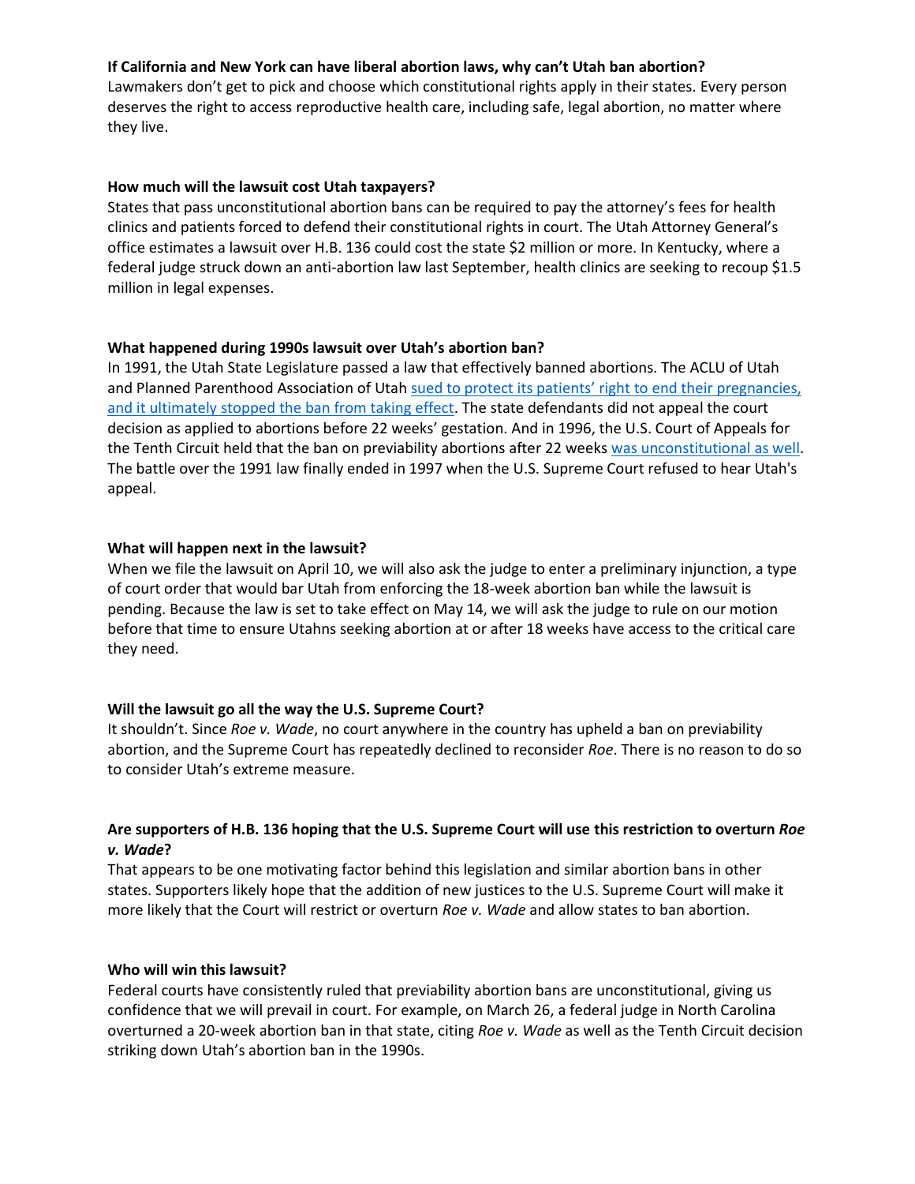**If California and New York can have liberal abortion laws, why can't Utah ban abortion?**
Lawmakers don't get to pick and choose which constitutional rights apply in their states. Every person deserves the right to access reproductive health care, including safe, legal abortion, no matter where they live.

**How much will the lawsuit cost Utah taxpayers?**
States that pass unconstitutional abortion bans can be required to pay the attorney's fees for health clinics and patients forced to defend their constitutional rights in court. The Utah Attorney General's office estimates a lawsuit over H.B. 136 could cost the state $2 million or more. In Kentucky, where a federal judge struck down an anti-abortion law last September, health clinics are seeking to recoup $1.5 million in legal expenses.

**What happened during 1990s lawsuit over Utah's abortion ban?**
In 1991, the Utah State Legislature passed a law that effectively banned abortions. The ACLU of Utah and Planned Parenthood Association of Utah sued to protect its patients' right to end their pregnancies, and it ultimately stopped the ban from taking effect. The state defendants did not appeal the court decision as applied to abortions before 22 weeks' gestation. And in 1996, the U.S. Court of Appeals for the Tenth Circuit held that the ban on previability abortions after 22 weeks was unconstitutional as well. The battle over the 1991 law finally ended in 1997 when the U.S. Supreme Court refused to hear Utah's appeal.

**What will happen next in the lawsuit?**
When we file the lawsuit on April 10, we will also ask the judge to enter a preliminary injunction, a type of court order that would bar Utah from enforcing the 18-week abortion ban while the lawsuit is pending. Because the law is set to take effect on May 14, we will ask the judge to rule on our motion before that time to ensure Utahns seeking abortion at or after 18 weeks have access to the critical care they need.

**Will the lawsuit go all the way the U.S. Supreme Court?**
It shouldn't. Since *Roe v. Wade*, no court anywhere in the country has upheld a ban on previability abortion, and the Supreme Court has repeatedly declined to reconsider *Roe*. There is no reason to do so to consider Utah's extreme measure.

**Are supporters of H.B. 136 hoping that the U.S. Supreme Court will use this restriction to overturn *Roe v. Wade*?**
That appears to be one motivating factor behind this legislation and similar abortion bans in other states. Supporters likely hope that the addition of new justices to the U.S. Supreme Court will make it more likely that the Court will restrict or overturn *Roe v. Wade* and allow states to ban abortion.

**Who will win this lawsuit?**
Federal courts have consistently ruled that previability abortion bans are unconstitutional, giving us confidence that we will prevail in court. For example, on March 26, a federal judge in North Carolina overturned a 20-week abortion ban in that state, citing *Roe v. Wade* as well as the Tenth Circuit decision striking down Utah's abortion ban in the 1990s.